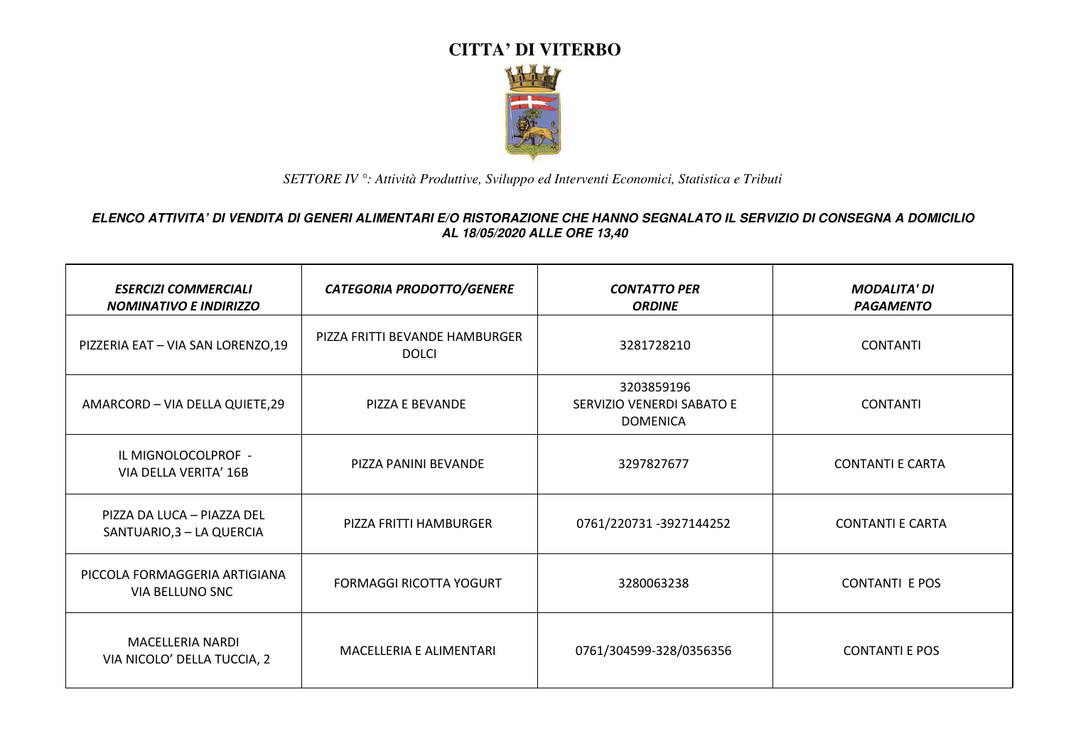# CITTA' DI VITERBO

*SETTORE IV °: Attività Produttive, Sviluppo ed Interventi Economici, Statistica e Tributi*

***ELENCO ATTIVITA' DI VENDITA DI GENERI ALIMENTARI E/O RISTORAZIONE CHE HANNO SEGNALATO IL SERVIZIO DI CONSEGNA A DOMICILIO AL 18/05/2020 ALLE ORE 13,40***

| *ESERCIZI COMMERCIALI NOMINATIVO E INDIRIZZO* | *CATEGORIA PRODOTTO/GENERE* | *CONTATTO PER ORDINE* | *MODALITA' DI PAGAMENTO* |
|---|---|---|---|
| PIZZERIA EAT – VIA SAN LORENZO,19 | PIZZA FRITTI BEVANDE HAMBURGER DOLCI | 3281728210 | CONTANTI |
| AMARCORD – VIA DELLA QUIETE,29 | PIZZA E BEVANDE | 3203859196 SERVIZIO VENERDI SABATO E DOMENICA | CONTANTI |
| IL MIGNOLOCOLPROF - VIA DELLA VERITA' 16B | PIZZA PANINI BEVANDE | 3297827677 | CONTANTI E CARTA |
| PIZZA DA LUCA – PIAZZA DEL SANTUARIO,3 – LA QUERCIA | PIZZA FRITTI HAMBURGER | 0761/220731 -3927144252 | CONTANTI E CARTA |
| PICCOLA FORMAGGERIA ARTIGIANA VIA BELLUNO SNC | FORMAGGI RICOTTA YOGURT | 3280063238 | CONTANTI E POS |
| MACELLERIA NARDI VIA NICOLO' DELLA TUCCIA, 2 | MACELLERIA E ALIMENTARI | 0761/304599-328/0356356 | CONTANTI E POS |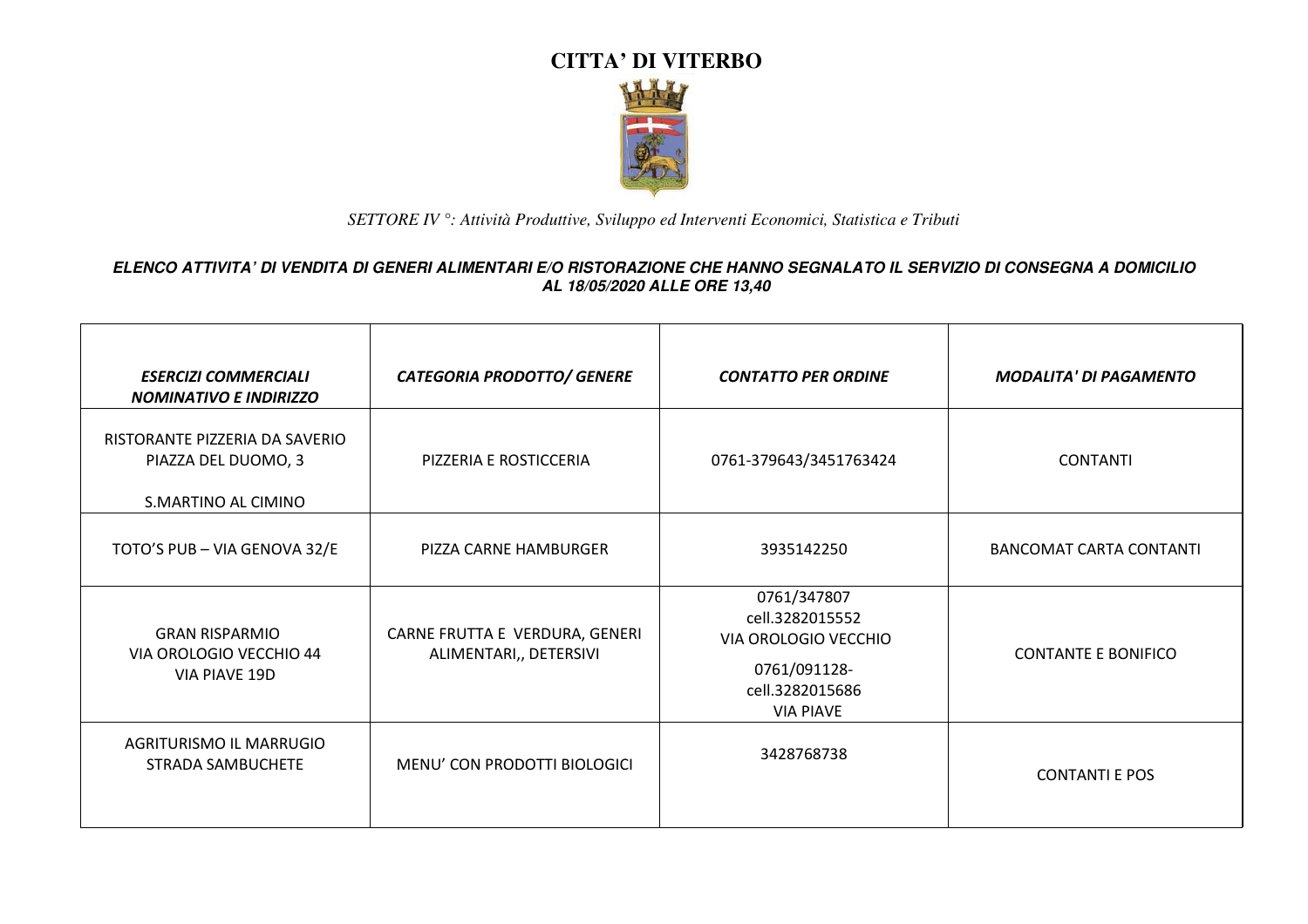# CITTA' DI VITERBO

*SETTORE IV °: Attività Produttive, Sviluppo ed Interventi Economici, Statistica e Tributi*

***ELENCO ATTIVITA' DI VENDITA DI GENERI ALIMENTARI E/O RISTORAZIONE CHE HANNO SEGNALATO IL SERVIZIO DI CONSEGNA A DOMICILIO AL 18/05/2020 ALLE ORE 13,40***

| *ESERCIZI COMMERCIALI NOMINATIVO E INDIRIZZO* | *CATEGORIA PRODOTTO/ GENERE* | *CONTATTO PER ORDINE* | *MODALITA' DI PAGAMENTO* |
|---|---|---|---|
| RISTORANTE PIZZERIA DA SAVERIO PIAZZA DEL DUOMO, 3 S.MARTINO AL CIMINO | PIZZERIA E ROSTICCERIA | 0761-379643/3451763424 | CONTANTI |
| TOTO'S PUB – VIA GENOVA 32/E | PIZZA CARNE HAMBURGER | 3935142250 | BANCOMAT CARTA CONTANTI |
| GRAN RISPARMIO VIA OROLOGIO VECCHIO 44 VIA PIAVE 19D | CARNE FRUTTA E VERDURA, GENERI ALIMENTARI,, DETERSIVI | 0761/347807 cell.3282015552 VIA OROLOGIO VECCHIO 0761/091128- cell.3282015686 VIA PIAVE | CONTANTE E BONIFICO |
| AGRITURISMO IL MARRUGIO STRADA SAMBUCHETE | MENU' CON PRODOTTI BIOLOGICI | 3428768738 | CONTANTI E POS |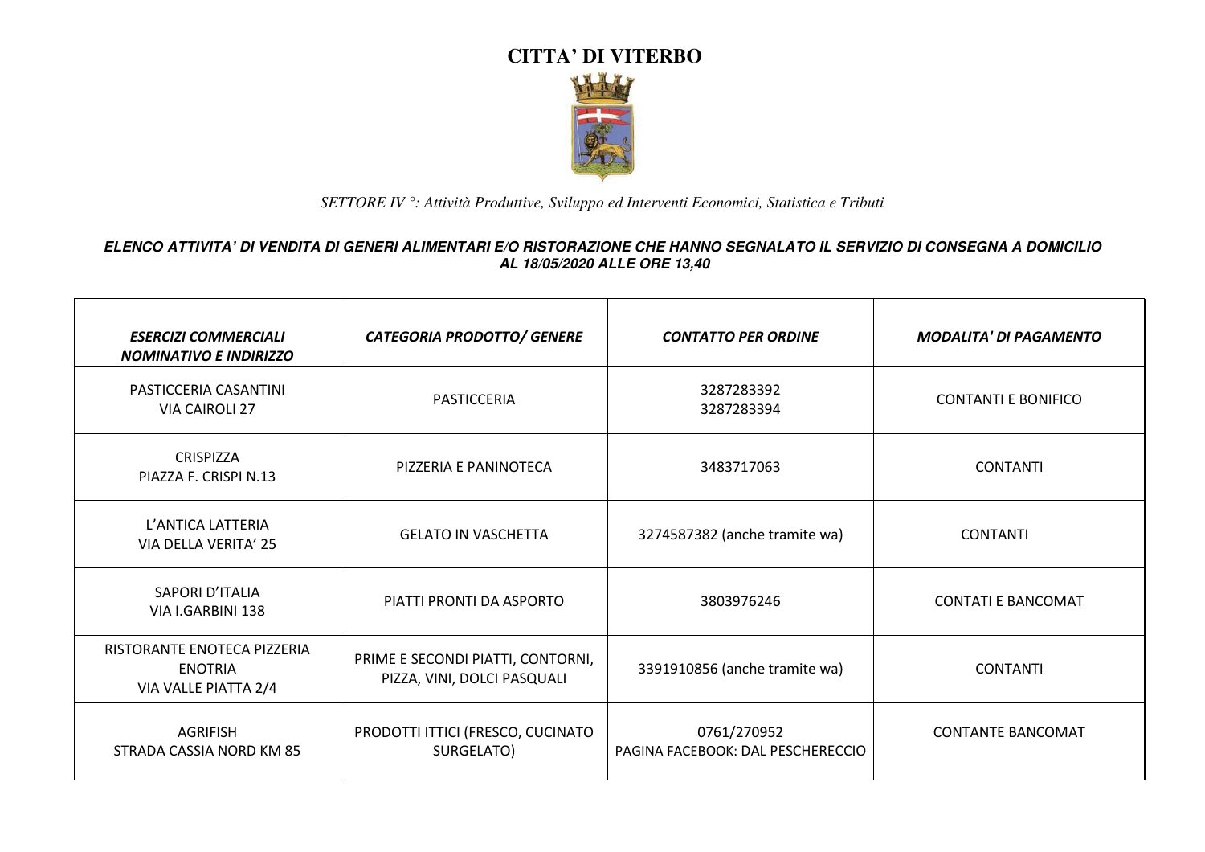# CITTA' DI VITERBO

*SETTORE IV °: Attività Produttive, Sviluppo ed Interventi Economici, Statistica e Tributi*

***ELENCO ATTIVITA' DI VENDITA DI GENERI ALIMENTARI E/O RISTORAZIONE CHE HANNO SEGNALATO IL SERVIZIO DI CONSEGNA A DOMICILIO AL 18/05/2020 ALLE ORE 13,40***

| *ESERCIZI COMMERCIALI NOMINATIVO E INDIRIZZO* | *CATEGORIA PRODOTTO/ GENERE* | *CONTATTO PER ORDINE* | *MODALITA' DI PAGAMENTO* |
|---|---|---|---|
| PASTICCERIA CASANTINI VIA CAIROLI 27 | PASTICCERIA | 3287283392 3287283394 | CONTANTI E BONIFICO |
| CRISPIZZA PIAZZA F. CRISPI N.13 | PIZZERIA E PANINOTECA | 3483717063 | CONTANTI |
| L'ANTICA LATTERIA VIA DELLA VERITA' 25 | GELATO IN VASCHETTA | 3274587382 (anche tramite wa) | CONTANTI |
| SAPORI D'ITALIA VIA I.GARBINI 138 | PIATTI PRONTI DA ASPORTO | 3803976246 | CONTATI E BANCOMAT |
| RISTORANTE ENOTECA PIZZERIA ENOTRIA VIA VALLE PIATTA 2/4 | PRIME E SECONDI PIATTI, CONTORNI, PIZZA, VINI, DOLCI PASQUALI | 3391910856 (anche tramite wa) | CONTANTI |
| AGRIFISH STRADA CASSIA NORD KM 85 | PRODOTTI ITTICI (FRESCO, CUCINATO SURGELATO) | 0761/270952 PAGINA FACEBOOK: DAL PESCHERECCIO | CONTANTE BANCOMAT |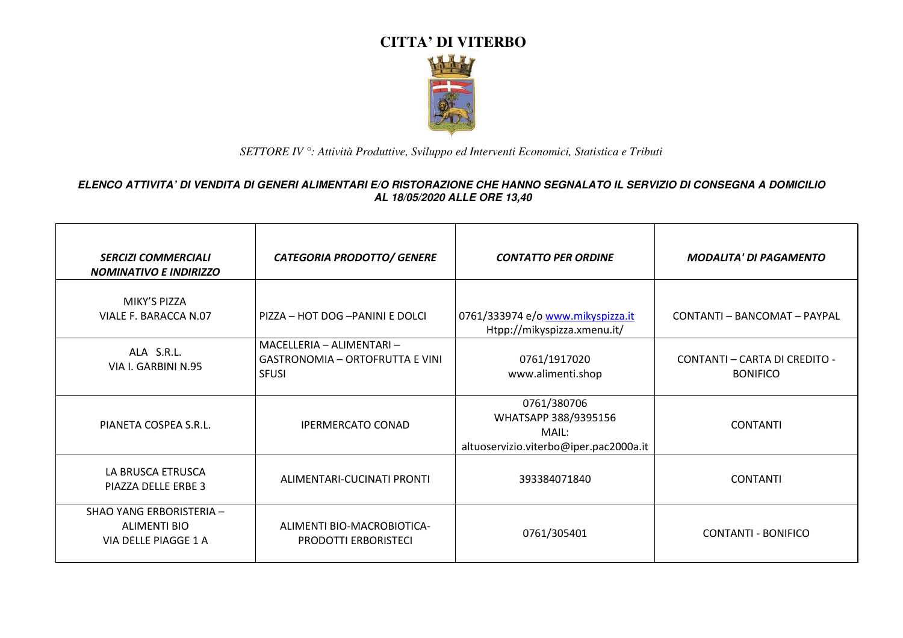# CITTA' DI VITERBO

*SETTORE IV °: Attività Produttive, Sviluppo ed Interventi Economici, Statistica e Tributi*

***ELENCO ATTIVITA' DI VENDITA DI GENERI ALIMENTARI E/O RISTORAZIONE CHE HANNO SEGNALATO IL SERVIZIO DI CONSEGNA A DOMICILIO AL 18/05/2020 ALLE ORE 13,40***

| *SERCIZI COMMERCIALI NOMINATIVO E INDIRIZZO* | *CATEGORIA PRODOTTO/ GENERE* | *CONTATTO PER ORDINE* | *MODALITA' DI PAGAMENTO* |
|---|---|---|---|
| MIKY'S PIZZA<br>VIALE F. BARACCA N.07 | PIZZA – HOT DOG –PANINI E DOLCI | 0761/333974 e/o www.mikyspizza.it<br>Htpp://mikyspizza.xmenu.it/ | CONTANTI – BANCOMAT – PAYPAL |
| ALA S.R.L.<br>VIA I. GARBINI N.95 | MACELLERIA – ALIMENTARI – GASTRONOMIA – ORTOFRUTTA E VINI SFUSI | 0761/1917020<br>www.alimenti.shop | CONTANTI – CARTA DI CREDITO - BONIFICO |
| PIANETA COSPEA S.R.L. | IPERMERCATO CONAD | 0761/380706<br>WHATSAPP 388/9395156<br>MAIL:<br>altuoservizio.viterbo@iper.pac2000a.it | CONTANTI |
| LA BRUSCA ETRUSCA<br>PIAZZA DELLE ERBE 3 | ALIMENTARI-CUCINATI PRONTI | 393384071840 | CONTANTI |
| SHAO YANG ERBORISTERIA – ALIMENTI BIO<br>VIA DELLE PIAGGE 1 A | ALIMENTI BIO-MACROBIOTICA-PRODOTTI ERBORISTECI | 0761/305401 | CONTANTI - BONIFICO |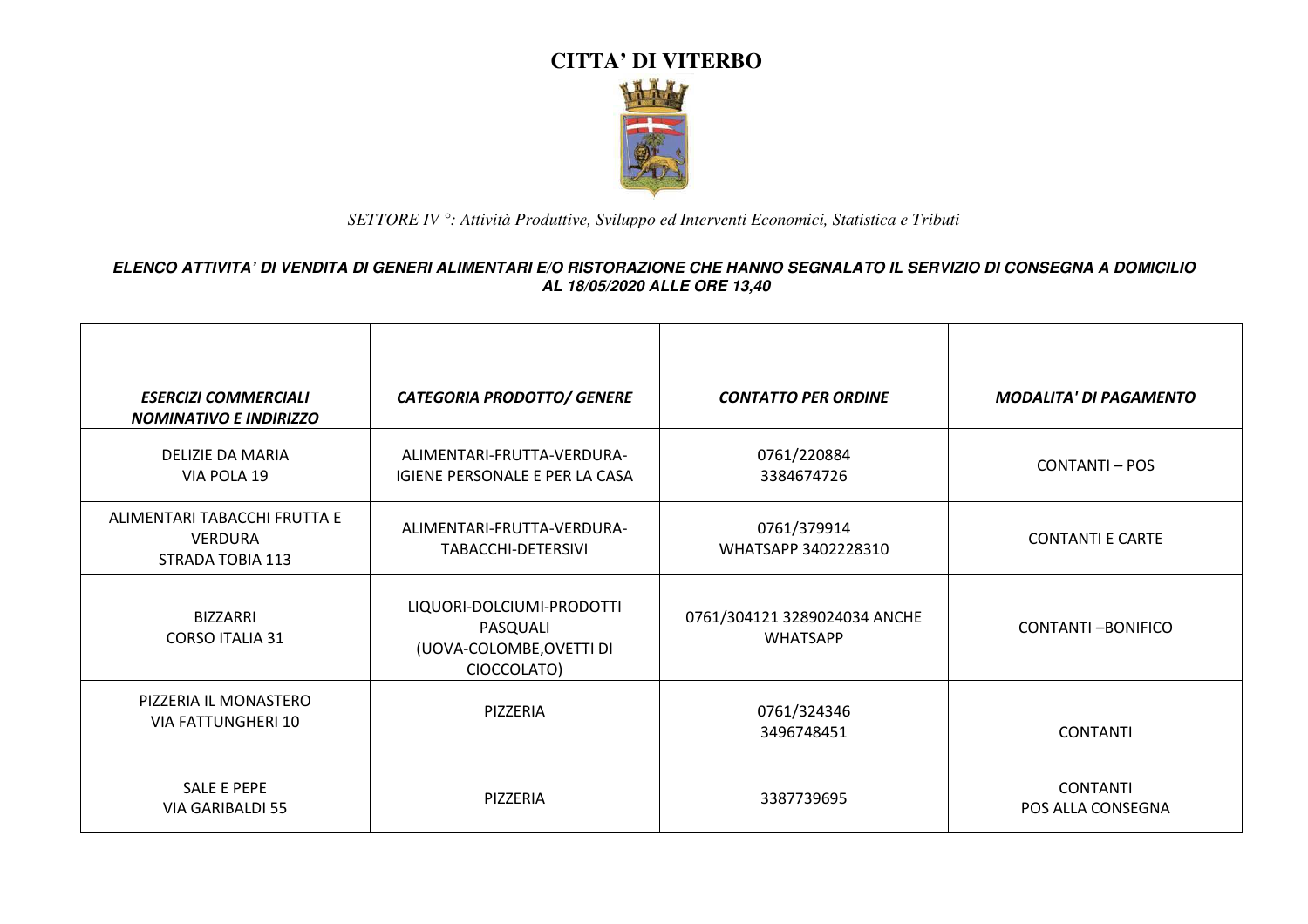# CITTA' DI VITERBO

*SETTORE IV °: Attività Produttive, Sviluppo ed Interventi Economici, Statistica e Tributi*

***ELENCO ATTIVITA' DI VENDITA DI GENERI ALIMENTARI E/O RISTORAZIONE CHE HANNO SEGNALATO IL SERVIZIO DI CONSEGNA A DOMICILIO AL 18/05/2020 ALLE ORE 13,40***

| *ESERCIZI COMMERCIALI NOMINATIVO E INDIRIZZO* | *CATEGORIA PRODOTTO/ GENERE* | *CONTATTO PER ORDINE* | *MODALITA' DI PAGAMENTO* |
|---|---|---|---|
| DELIZIE DA MARIA VIA POLA 19 | ALIMENTARI-FRUTTA-VERDURA-IGIENE PERSONALE E PER LA CASA | 0761/220884 3384674726 | CONTANTI – POS |
| ALIMENTARI TABACCHI FRUTTA E VERDURA STRADA TOBIA 113 | ALIMENTARI-FRUTTA-VERDURA-TABACCHI-DETERSIVI | 0761/379914 WHATSAPP 3402228310 | CONTANTI E CARTE |
| BIZZARRI CORSO ITALIA 31 | LIQUORI-DOLCIUMI-PRODOTTI PASQUALI (UOVA-COLOMBE,OVETTI DI CIOCCOLATO) | 0761/304121 3289024034 ANCHE WHATSAPP | CONTANTI –BONIFICO |
| PIZZERIA IL MONASTERO VIA FATTUNGHERI 10 | PIZZERIA | 0761/324346 3496748451 | CONTANTI |
| SALE E PEPE VIA GARIBALDI 55 | PIZZERIA | 3387739695 | CONTANTI POS ALLA CONSEGNA |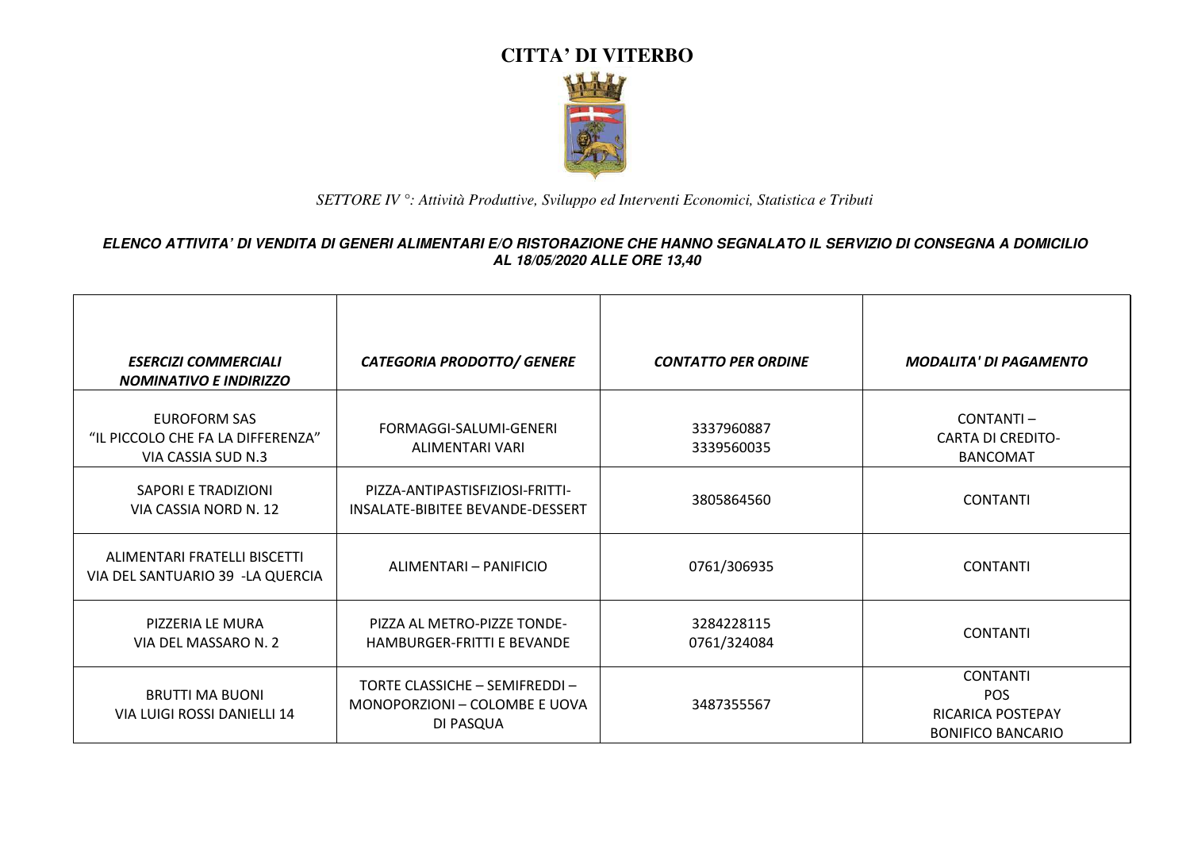# CITTA' DI VITERBO

*SETTORE IV °: Attività Produttive, Sviluppo ed Interventi Economici, Statistica e Tributi*

***ELENCO ATTIVITA' DI VENDITA DI GENERI ALIMENTARI E/O RISTORAZIONE CHE HANNO SEGNALATO IL SERVIZIO DI CONSEGNA A DOMICILIO AL 18/05/2020 ALLE ORE 13,40***

| *ESERCIZI COMMERCIALI NOMINATIVO E INDIRIZZO* | *CATEGORIA PRODOTTO/ GENERE* | *CONTATTO PER ORDINE* | *MODALITA' DI PAGAMENTO* |
|---|---|---|---|
| EUROFORM SAS "IL PICCOLO CHE FA LA DIFFERENZA" VIA CASSIA SUD N.3 | FORMAGGI-SALUMI-GENERI ALIMENTARI VARI | 3337960887 3339560035 | CONTANTI – CARTA DI CREDITO-BANCOMAT |
| SAPORI E TRADIZIONI VIA CASSIA NORD N. 12 | PIZZA-ANTIPASTISFIZIOSI-FRITTI-INSALATE-BIBITEE BEVANDE-DESSERT | 3805864560 | CONTANTI |
| ALIMENTARI FRATELLI BISCETTI VIA DEL SANTUARIO 39 -LA QUERCIA | ALIMENTARI – PANIFICIO | 0761/306935 | CONTANTI |
| PIZZERIA LE MURA VIA DEL MASSARO N. 2 | PIZZA AL METRO-PIZZE TONDE-HAMBURGER-FRITTI E BEVANDE | 3284228115 0761/324084 | CONTANTI |
| BRUTTI MA BUONI VIA LUIGI ROSSI DANIELLI 14 | TORTE CLASSICHE – SEMIFREDDI – MONOPORZIONI – COLOMBE E UOVA DI PASQUA | 3487355567 | CONTANTI POS RICARICA POSTEPAY BONIFICO BANCARIO |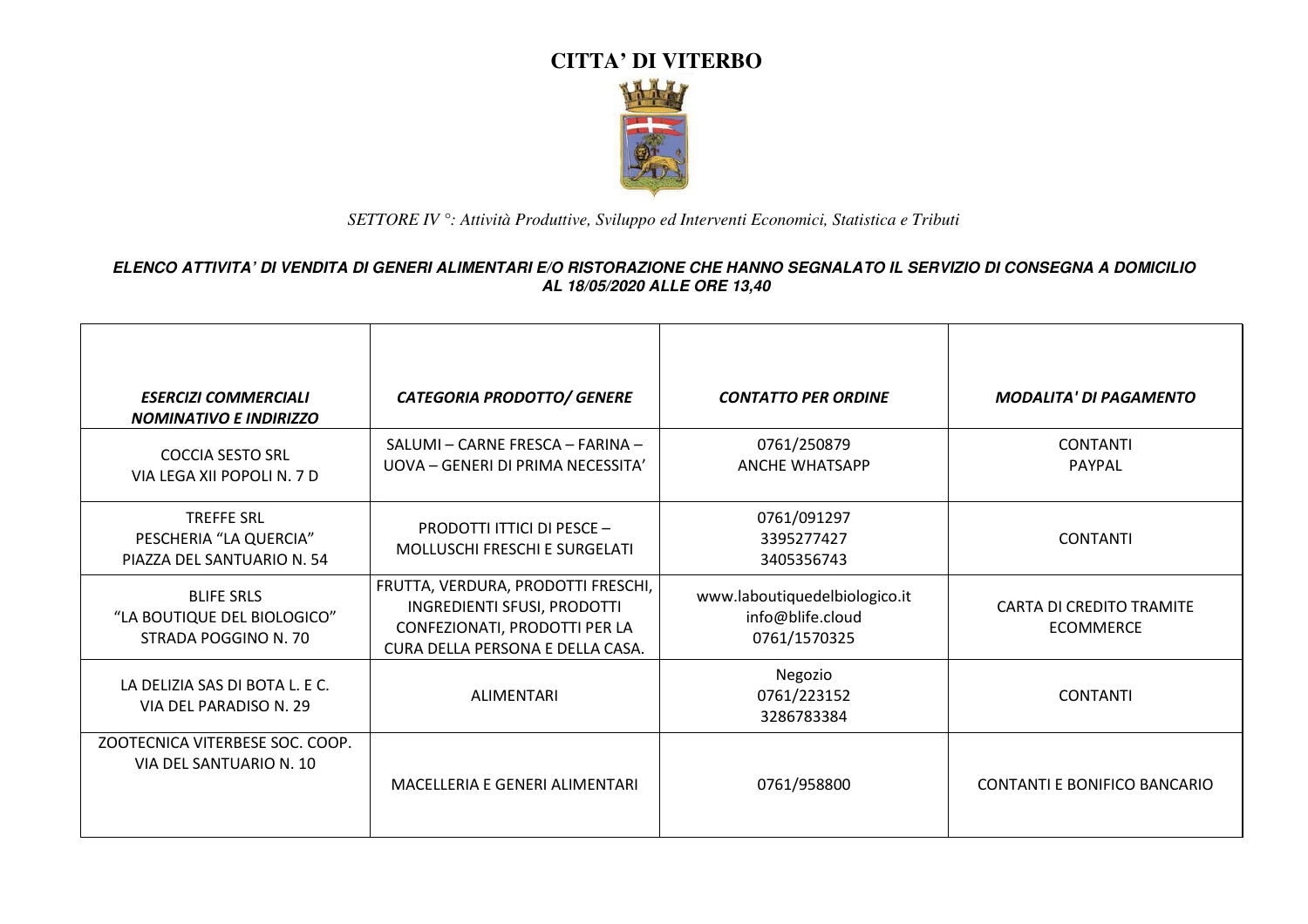# CITTA' DI VITERBO

*SETTORE IV °: Attività Produttive, Sviluppo ed Interventi Economici, Statistica e Tributi*

***ELENCO ATTIVITA' DI VENDITA DI GENERI ALIMENTARI E/O RISTORAZIONE CHE HANNO SEGNALATO IL SERVIZIO DI CONSEGNA A DOMICILIO AL 18/05/2020 ALLE ORE 13,40***

| *ESERCIZI COMMERCIALI NOMINATIVO E INDIRIZZO* | *CATEGORIA PRODOTTO/ GENERE* | *CONTATTO PER ORDINE* | *MODALITA' DI PAGAMENTO* |
|---|---|---|---|
| COCCIA SESTO SRL<br>VIA LEGA XII POPOLI N. 7 D | SALUMI – CARNE FRESCA – FARINA – UOVA – GENERI DI PRIMA NECESSITA' | 0761/250879<br>ANCHE WHATSAPP | CONTANTI<br>PAYPAL |
| TREFFE SRL<br>PESCHERIA "LA QUERCIA"<br>PIAZZA DEL SANTUARIO N. 54 | PRODOTTI ITTICI DI PESCE – MOLLUSCHI FRESCHI E SURGELATI | 0761/091297<br>3395277427<br>3405356743 | CONTANTI |
| BLIFE SRLS<br>"LA BOUTIQUE DEL BIOLOGICO"<br>STRADA POGGINO N. 70 | FRUTTA, VERDURA, PRODOTTI FRESCHI, INGREDIENTI SFUSI, PRODOTTI CONFEZIONATI, PRODOTTI PER LA CURA DELLA PERSONA E DELLA CASA. | www.laboutiquedelbiologico.it<br>info@blife.cloud<br>0761/1570325 | CARTA DI CREDITO TRAMITE ECOMMERCE |
| LA DELIZIA SAS DI BOTA L. E C.<br>VIA DEL PARADISO N. 29 | ALIMENTARI | Negozio<br>0761/223152<br>3286783384 | CONTANTI |
| ZOOTECNICA VITERBESE SOC. COOP.<br>VIA DEL SANTUARIO N. 10 | MACELLERIA E GENERI ALIMENTARI | 0761/958800 | CONTANTI E BONIFICO BANCARIO |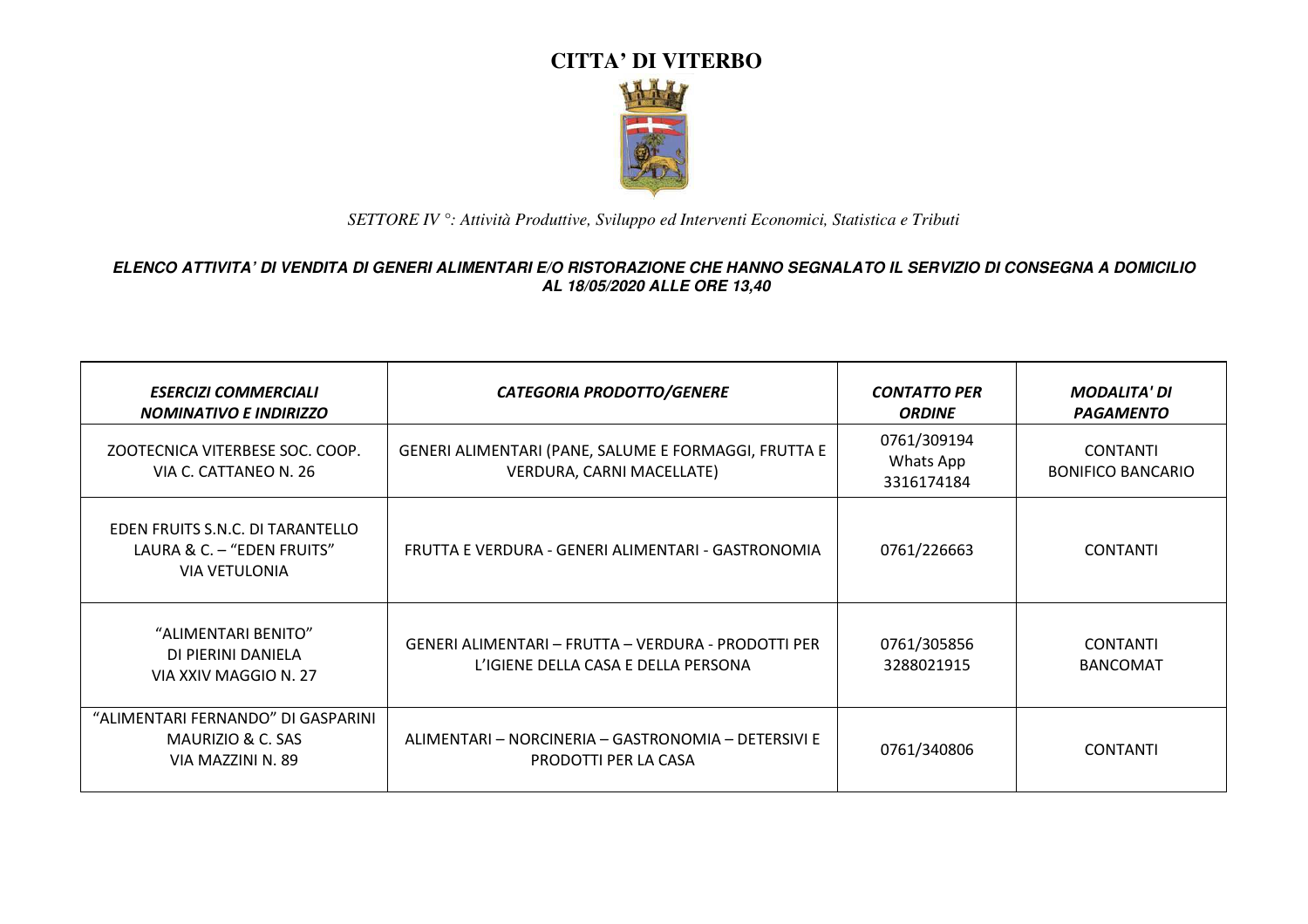# CITTA' DI VITERBO

*SETTORE IV °: Attività Produttive, Sviluppo ed Interventi Economici, Statistica e Tributi*

***ELENCO ATTIVITA' DI VENDITA DI GENERI ALIMENTARI E/O RISTORAZIONE CHE HANNO SEGNALATO IL SERVIZIO DI CONSEGNA A DOMICILIO AL 18/05/2020 ALLE ORE 13,40***

| *ESERCIZI COMMERCIALI NOMINATIVO E INDIRIZZO* | *CATEGORIA PRODOTTO/GENERE* | *CONTATTO PER ORDINE* | *MODALITA' DI PAGAMENTO* |
|---|---|---|---|
| ZOOTECNICA VITERBESE SOC. COOP. VIA C. CATTANEO N. 26 | GENERI ALIMENTARI (PANE, SALUME E FORMAGGI, FRUTTA E VERDURA, CARNI MACELLATE) | 0761/309194 Whats App 3316174184 | CONTANTI BONIFICO BANCARIO |
| EDEN FRUITS S.N.C. DI TARANTELLO LAURA & C. – "EDEN FRUITS" VIA VETULONIA | FRUTTA E VERDURA - GENERI ALIMENTARI - GASTRONOMIA | 0761/226663 | CONTANTI |
| "ALIMENTARI BENITO" DI PIERINI DANIELA VIA XXIV MAGGIO N. 27 | GENERI ALIMENTARI – FRUTTA – VERDURA - PRODOTTI PER L'IGIENE DELLA CASA E DELLA PERSONA | 0761/305856 3288021915 | CONTANTI BANCOMAT |
| "ALIMENTARI FERNANDO" DI GASPARINI MAURIZIO & C. SAS VIA MAZZINI N. 89 | ALIMENTARI – NORCINERIA – GASTRONOMIA – DETERSIVI E PRODOTTI PER LA CASA | 0761/340806 | CONTANTI |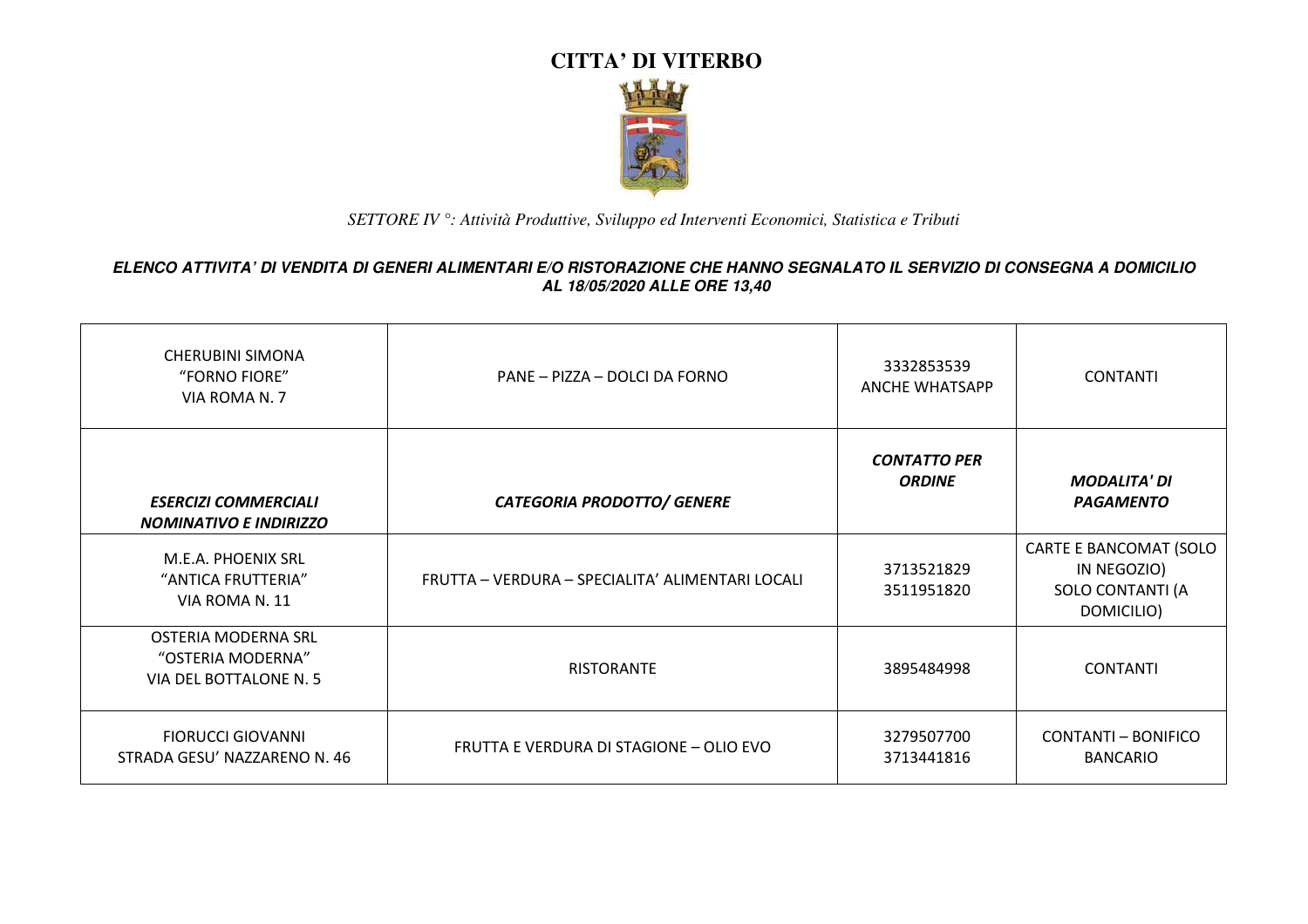# CITTA' DI VITERBO

*SETTORE IV °: Attività Produttive, Sviluppo ed Interventi Economici, Statistica e Tributi*

***ELENCO ATTIVITA' DI VENDITA DI GENERI ALIMENTARI E/O RISTORAZIONE CHE HANNO SEGNALATO IL SERVIZIO DI CONSEGNA A DOMICILIO AL 18/05/2020 ALLE ORE 13,40***

| CHERUBINI SIMONA<br>"FORNO FIORE"<br>VIA ROMA N. 7 | PANE – PIZZA – DOLCI DA FORNO | 3332853539<br>ANCHE WHATSAPP | CONTANTI |
|---|---|---|---|
| ***ESERCIZI COMMERCIALI NOMINATIVO E INDIRIZZO*** | ***CATEGORIA PRODOTTO/ GENERE*** | ***CONTATTO PER ORDINE*** | ***MODALITA' DI PAGAMENTO*** |
| M.E.A. PHOENIX SRL<br>"ANTICA FRUTTERIA"<br>VIA ROMA N. 11 | FRUTTA – VERDURA – SPECIALITA' ALIMENTARI LOCALI | 3713521829<br>3511951820 | CARTE E BANCOMAT (SOLO IN NEGOZIO)<br>SOLO CONTANTI (A DOMICILIO) |
| OSTERIA MODERNA SRL<br>"OSTERIA MODERNA"<br>VIA DEL BOTTALONE N. 5 | RISTORANTE | 3895484998 | CONTANTI |
| FIORUCCI GIOVANNI<br>STRADA GESU' NAZZARENO N. 46 | FRUTTA E VERDURA DI STAGIONE – OLIO EVO | 3279507700<br>3713441816 | CONTANTI – BONIFICO BANCARIO |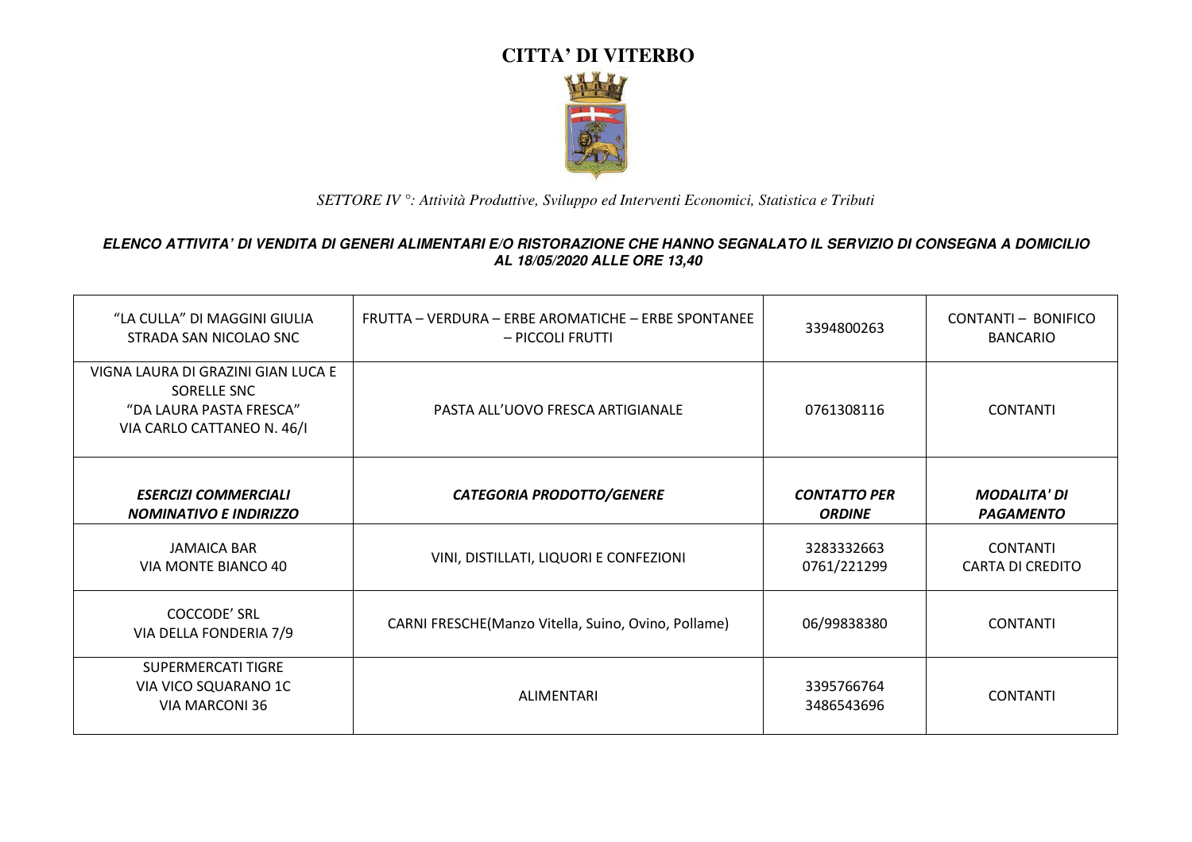# CITTA' DI VITERBO

*SETTORE IV °: Attività Produttive, Sviluppo ed Interventi Economici, Statistica e Tributi*

***ELENCO ATTIVITA' DI VENDITA DI GENERI ALIMENTARI E/O RISTORAZIONE CHE HANNO SEGNALATO IL SERVIZIO DI CONSEGNA A DOMICILIO AL 18/05/2020 ALLE ORE 13,40***

| | | | |
|---|---|---|---|
| "LA CULLA" DI MAGGINI GIULIA<br>STRADA SAN NICOLAO SNC | FRUTTA – VERDURA – ERBE AROMATICHE – ERBE SPONTANEE – PICCOLI FRUTTI | 3394800263 | CONTANTI – BONIFICO BANCARIO |
| VIGNA LAURA DI GRAZINI GIAN LUCA E SORELLE SNC<br>"DA LAURA PASTA FRESCA"<br>VIA CARLO CATTANEO N. 46/I | PASTA ALL'UOVO FRESCA ARTIGIANALE | 0761308116 | CONTANTI |
| ***ESERCIZI COMMERCIALI NOMINATIVO E INDIRIZZO*** | ***CATEGORIA PRODOTTO/GENERE*** | ***CONTATTO PER ORDINE*** | ***MODALITA' DI PAGAMENTO*** |
| JAMAICA BAR<br>VIA MONTE BIANCO 40 | VINI, DISTILLATI, LIQUORI E CONFEZIONI | 3283332663<br>0761/221299 | CONTANTI<br>CARTA DI CREDITO |
| COCCODE' SRL<br>VIA DELLA FONDERIA 7/9 | CARNI FRESCHE(Manzo Vitella, Suino, Ovino, Pollame) | 06/99838380 | CONTANTI |
| SUPERMERCATI TIGRE<br>VIA VICO SQUARANO 1C<br>VIA MARCONI 36 | ALIMENTARI | 3395766764<br>3486543696 | CONTANTI |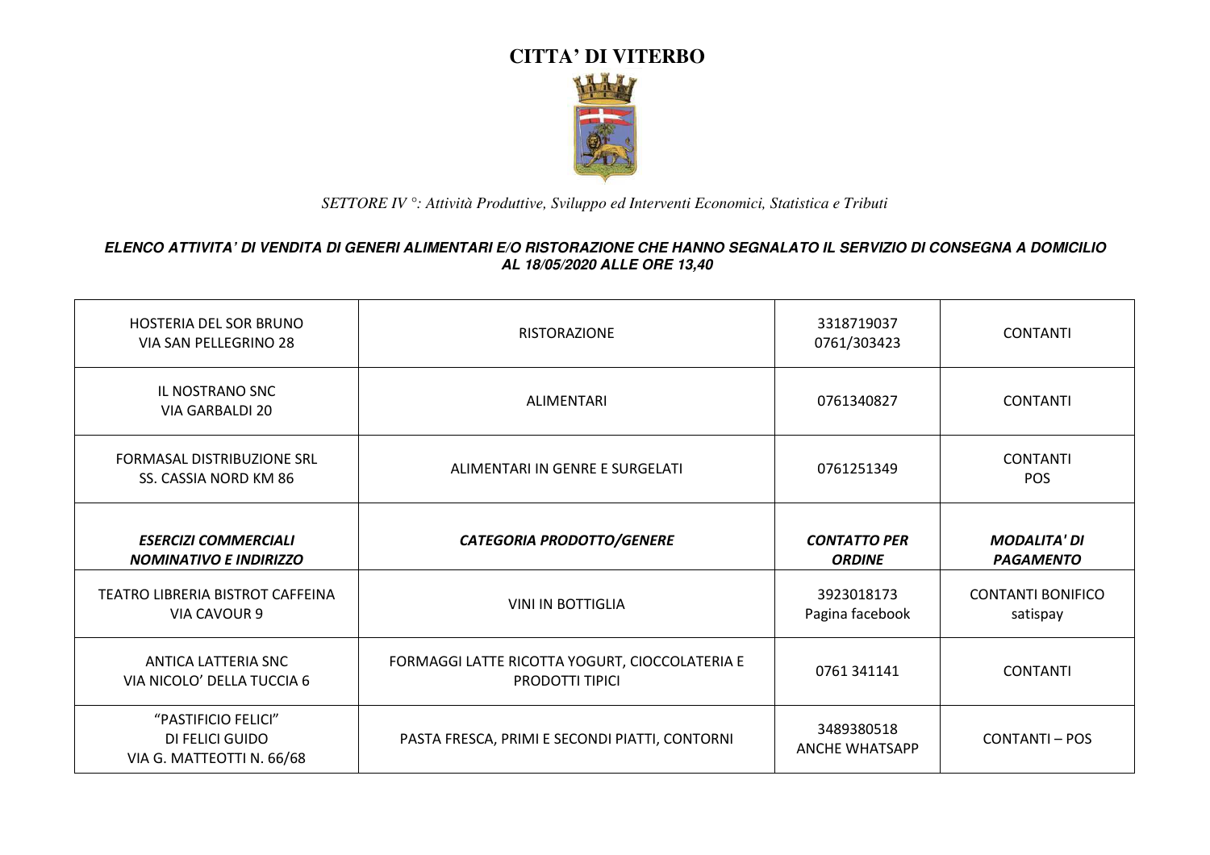# CITTA' DI VITERBO

*SETTORE IV °: Attività Produttive, Sviluppo ed Interventi Economici, Statistica e Tributi*

***ELENCO ATTIVITA' DI VENDITA DI GENERI ALIMENTARI E/O RISTORAZIONE CHE HANNO SEGNALATO IL SERVIZIO DI CONSEGNA A DOMICILIO AL 18/05/2020 ALLE ORE 13,40***

| ***ESERCIZI COMMERCIALI NOMINATIVO E INDIRIZZO*** | ***CATEGORIA PRODOTTO/GENERE*** | ***CONTATTO PER ORDINE*** | ***MODALITA' DI PAGAMENTO*** |
|---|---|---|---|
| HOSTERIA DEL SOR BRUNO<br>VIA SAN PELLEGRINO 28 | RISTORAZIONE | 3318719037<br>0761/303423 | CONTANTI |
| IL NOSTRANO SNC<br>VIA GARBALDI 20 | ALIMENTARI | 0761340827 | CONTANTI |
| FORMASAL DISTRIBUZIONE SRL<br>SS. CASSIA NORD KM 86 | ALIMENTARI IN GENRE E SURGELATI | 0761251349 | CONTANTI<br>POS |
| TEATRO LIBRERIA BISTROT CAFFEINA<br>VIA CAVOUR 9 | VINI IN BOTTIGLIA | 3923018173<br>Pagina facebook | CONTANTI BONIFICO<br>satispay |
| ANTICA LATTERIA SNC<br>VIA NICOLO' DELLA TUCCIA 6 | FORMAGGI LATTE RICOTTA YOGURT, CIOCCOLATERIA E PRODOTTI TIPICI | 0761 341141 | CONTANTI |
| "PASTIFICIO FELICI"<br>DI FELICI GUIDO<br>VIA G. MATTEOTTI N. 66/68 | PASTA FRESCA, PRIMI E SECONDI PIATTI, CONTORNI | 3489380518<br>ANCHE WHATSAPP | CONTANTI – POS |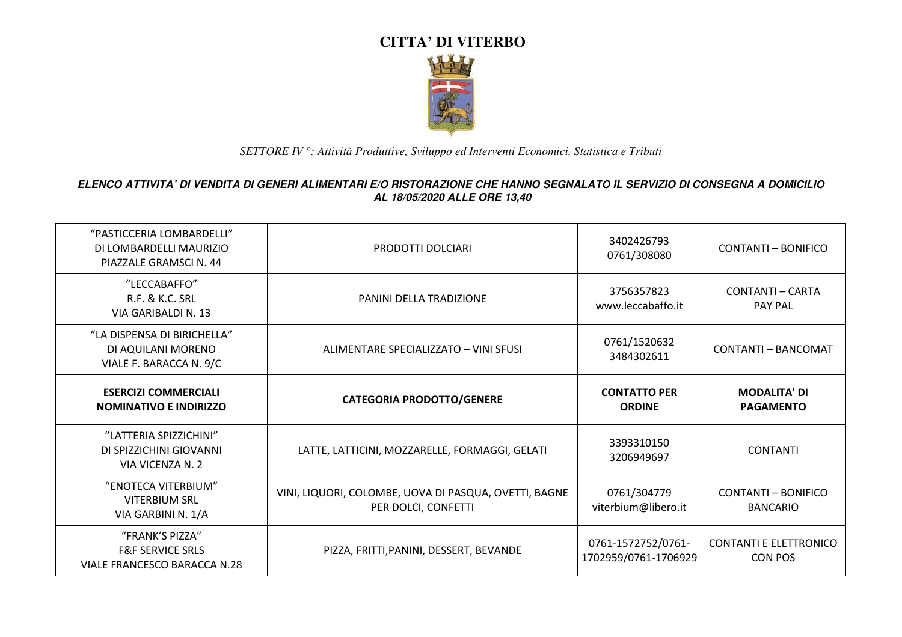# CITTA' DI VITERBO

*SETTORE IV °: Attività Produttive, Sviluppo ed Interventi Economici, Statistica e Tributi*

***ELENCO ATTIVITA' DI VENDITA DI GENERI ALIMENTARI E/O RISTORAZIONE CHE HANNO SEGNALATO IL SERVIZIO DI CONSEGNA A DOMICILIO AL 18/05/2020 ALLE ORE 13,40***

| ESERCIZI COMMERCIALI NOMINATIVO E INDIRIZZO | CATEGORIA PRODOTTO/GENERE | CONTATTO PER ORDINE | MODALITA' DI PAGAMENTO |
|---|---|---|---|
| "PASTICCERIA LOMBARDELLI" DI LOMBARDELLI MAURIZIO PIAZZALE GRAMSCI N. 44 | PRODOTTI DOLCIARI | 3402426793 0761/308080 | CONTANTI – BONIFICO |
| "LECCABAFFO" R.F. & K.C. SRL VIA GARIBALDI N. 13 | PANINI DELLA TRADIZIONE | 3756357823 www.leccabaffo.it | CONTANTI – CARTA PAY PAL |
| "LA DISPENSA DI BIRICHELLA" DI AQUILANI MORENO VIALE F. BARACCA N. 9/C | ALIMENTARE SPECIALIZZATO – VINI SFUSI | 0761/1520632 3484302611 | CONTANTI – BANCOMAT |
| "LATTERIA SPIZZICHINI" DI SPIZZICHINI GIOVANNI VIA VICENZA N. 2 | LATTE, LATTICINI, MOZZARELLE, FORMAGGI, GELATI | 3393310150 3206949697 | CONTANTI |
| "ENOTECA VITERBIUM" VITERBIUM SRL VIA GARBINI N. 1/A | VINI, LIQUORI, COLOMBE, UOVA DI PASQUA, OVETTI, BAGNE PER DOLCI, CONFETTI | 0761/304779 viterbium@libero.it | CONTANTI – BONIFICO BANCARIO |
| "FRANK'S PIZZA" F&F SERVICE SRLS VIALE FRANCESCO BARACCA N.28 | PIZZA, FRITTI,PANINI, DESSERT, BEVANDE | 0761-1572752/0761-1702959/0761-1706929 | CONTANTI E ELETTRONICO CON POS |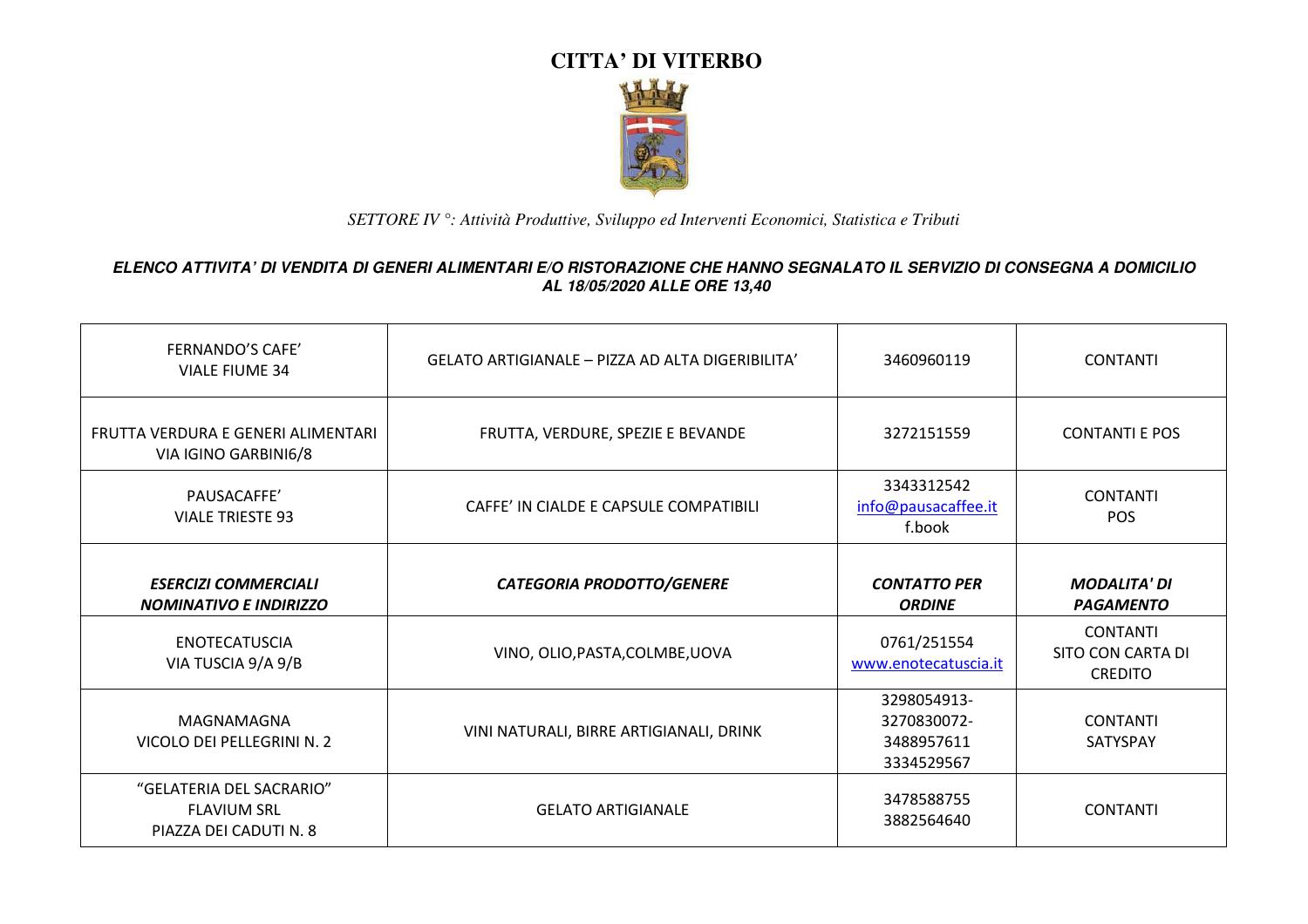# CITTA' DI VITERBO

*SETTORE IV °: Attività Produttive, Sviluppo ed Interventi Economici, Statistica e Tributi*

***ELENCO ATTIVITA' DI VENDITA DI GENERI ALIMENTARI E/O RISTORAZIONE CHE HANNO SEGNALATO IL SERVIZIO DI CONSEGNA A DOMICILIO AL 18/05/2020 ALLE ORE 13,40***

| | | | |
|---|---|---|---|
| FERNANDO'S CAFE' VIALE FIUME 34 | GELATO ARTIGIANALE – PIZZA AD ALTA DIGERIBILITA' | 3460960119 | CONTANTI |
| FRUTTA VERDURA E GENERI ALIMENTARI VIA IGINO GARBINI6/8 | FRUTTA, VERDURE, SPEZIE E BEVANDE | 3272151559 | CONTANTI E POS |
| PAUSACAFFE' VIALE TRIESTE 93 | CAFFE' IN CIALDE E CAPSULE COMPATIBILI | 3343312542 info@pausacaffee.it f.book | CONTANTI POS |
| ***ESERCIZI COMMERCIALI NOMINATIVO E INDIRIZZO*** | ***CATEGORIA PRODOTTO/GENERE*** | ***CONTATTO PER ORDINE*** | ***MODALITA' DI PAGAMENTO*** |
| ENOTECATUSCIA VIA TUSCIA 9/A 9/B | VINO, OLIO,PASTA,COLMBE,UOVA | 0761/251554 www.enotecatuscia.it | CONTANTI SITO CON CARTA DI CREDITO |
| MAGNAMAGNA VICOLO DEI PELLEGRINI N. 2 | VINI NATURALI, BIRRE ARTIGIANALI, DRINK | 3298054913- 3270830072- 3488957611 3334529567 | CONTANTI SATYSPAY |
| "GELATERIA DEL SACRARIO" FLAVIUM SRL PIAZZA DEI CADUTI N. 8 | GELATO ARTIGIANALE | 3478588755 3882564640 | CONTANTI |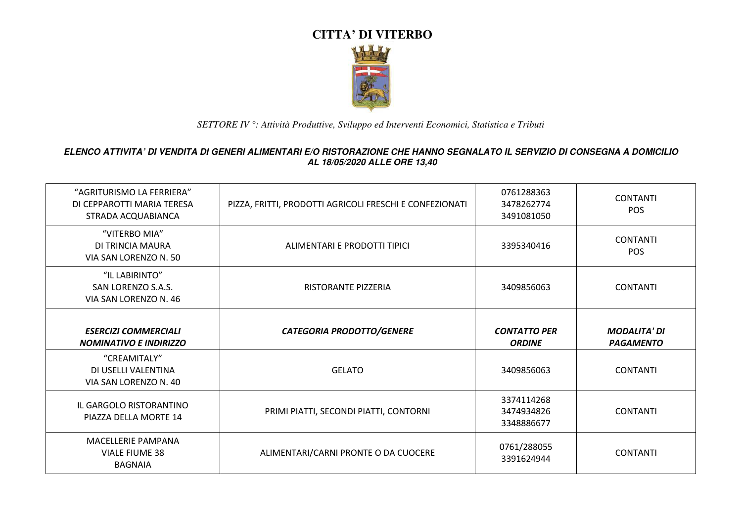# CITTA' DI VITERBO

*SETTORE IV °: Attività Produttive, Sviluppo ed Interventi Economici, Statistica e Tributi*

***ELENCO ATTIVITA' DI VENDITA DI GENERI ALIMENTARI E/O RISTORAZIONE CHE HANNO SEGNALATO IL SERVIZIO DI CONSEGNA A DOMICILIO AL 18/05/2020 ALLE ORE 13,40***

| | | | |
|---|---|---|---|
| "AGRITURISMO LA FERRIERA"<br>DI CEPPAROTTI MARIA TERESA<br>STRADA ACQUABIANCA | PIZZA, FRITTI, PRODOTTI AGRICOLI FRESCHI E CONFEZIONATI | 0761288363<br>3478262774<br>3491081050 | CONTANTI<br>POS |
| "VITERBO MIA"<br>DI TRINCIA MAURA<br>VIA SAN LORENZO N. 50 | ALIMENTARI E PRODOTTI TIPICI | 3395340416 | CONTANTI<br>POS |
| "IL LABIRINTO"<br>SAN LORENZO S.A.S.<br>VIA SAN LORENZO N. 46 | RISTORANTE PIZZERIA | 3409856063 | CONTANTI |
| ***ESERCIZI COMMERCIALI NOMINATIVO E INDIRIZZO*** | ***CATEGORIA PRODOTTO/GENERE*** | ***CONTATTO PER ORDINE*** | ***MODALITA' DI PAGAMENTO*** |
| "CREAMITALY"<br>DI USELLI VALENTINA<br>VIA SAN LORENZO N. 40 | GELATO | 3409856063 | CONTANTI |
| IL GARGOLO RISTORANTINO<br>PIAZZA DELLA MORTE 14 | PRIMI PIATTI, SECONDI PIATTI, CONTORNI | 3374114268<br>3474934826<br>3348886677 | CONTANTI |
| MACELLERIE PAMPANA<br>VIALE FIUME 38<br>BAGNAIA | ALIMENTARI/CARNI PRONTE O DA CUOCERE | 0761/288055<br>3391624944 | CONTANTI |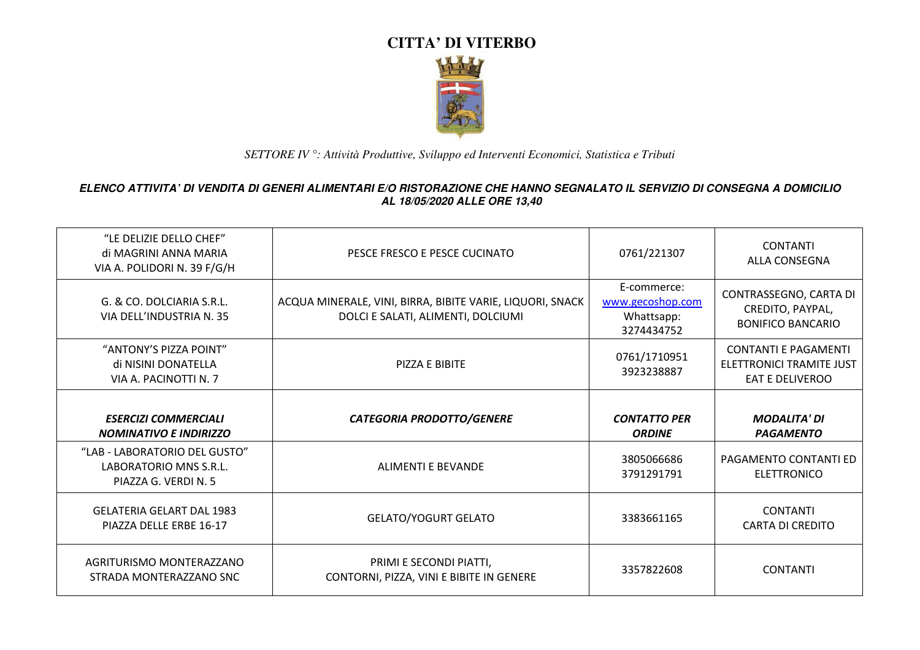# CITTA' DI VITERBO

*SETTORE IV °: Attività Produttive, Sviluppo ed Interventi Economici, Statistica e Tributi*

***ELENCO ATTIVITA' DI VENDITA DI GENERI ALIMENTARI E/O RISTORAZIONE CHE HANNO SEGNALATO IL SERVIZIO DI CONSEGNA A DOMICILIO AL 18/05/2020 ALLE ORE 13,40***

| ***ESERCIZI COMMERCIALI NOMINATIVO E INDIRIZZO*** | ***CATEGORIA PRODOTTO/GENERE*** | ***CONTATTO PER ORDINE*** | ***MODALITA' DI PAGAMENTO*** |
|---|---|---|---|
| "LE DELIZIE DELLO CHEF" di MAGRINI ANNA MARIA VIA A. POLIDORI N. 39 F/G/H | PESCE FRESCO E PESCE CUCINATO | 0761/221307 | CONTANTI ALLA CONSEGNA |
| G. & CO. DOLCIARIA S.R.L. VIA DELL'INDUSTRIA N. 35 | ACQUA MINERALE, VINI, BIRRA, BIBITE VARIE, LIQUORI, SNACK DOLCI E SALATI, ALIMENTI, DOLCIUMI | E-commerce: www.gecoshop.com Whattsapp: 3274434752 | CONTRASSEGNO, CARTA DI CREDITO, PAYPAL, BONIFICO BANCARIO |
| "ANTONY'S PIZZA POINT" di NISINI DONATELLA VIA A. PACINOTTI N. 7 | PIZZA E BIBITE | 0761/1710951 3923238887 | CONTANTI E PAGAMENTI ELETTRONICI TRAMITE JUST EAT E DELIVEROO |
| "LAB - LABORATORIO DEL GUSTO" LABORATORIO MNS S.R.L. PIAZZA G. VERDI N. 5 | ALIMENTI E BEVANDE | 3805066686 3791291791 | PAGAMENTO CONTANTI ED ELETTRONICO |
| GELATERIA GELART DAL 1983 PIAZZA DELLE ERBE 16-17 | GELATO/YOGURT GELATO | 3383661165 | CONTANTI CARTA DI CREDITO |
| AGRITURISMO MONTERAZZANO STRADA MONTERAZZANO SNC | PRIMI E SECONDI PIATTI, CONTORNI, PIZZA, VINI E BIBITE IN GENERE | 3357822608 | CONTANTI |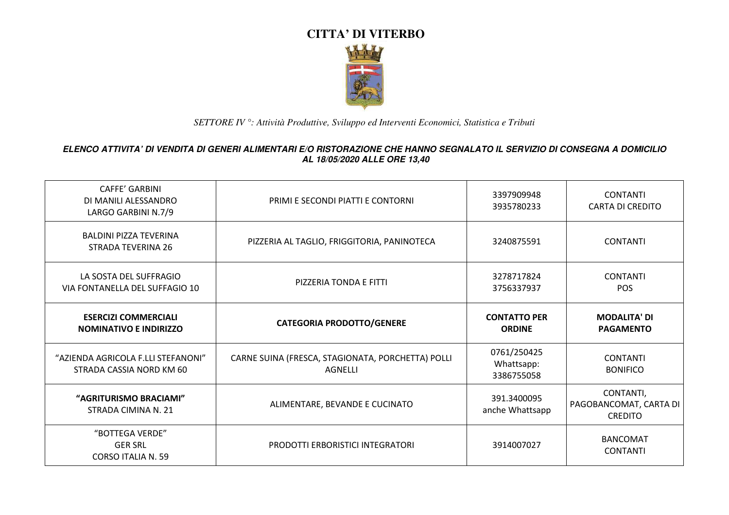# CITTA' DI VITERBO

*SETTORE IV °: Attività Produttive, Sviluppo ed Interventi Economici, Statistica e Tributi*

***ELENCO ATTIVITA' DI VENDITA DI GENERI ALIMENTARI E/O RISTORAZIONE CHE HANNO SEGNALATO IL SERVIZIO DI CONSEGNA A DOMICILIO AL 18/05/2020 ALLE ORE 13,40***

| | | | |
|---|---|---|---|
| CAFFE' GARBINI<br>DI MANILI ALESSANDRO<br>LARGO GARBINI N.7/9 | PRIMI E SECONDI PIATTI E CONTORNI | 3397909948<br>3935780233 | CONTANTI<br>CARTA DI CREDITO |
| BALDINI PIZZA TEVERINA<br>STRADA TEVERINA 26 | PIZZERIA AL TAGLIO, FRIGGITORIA, PANINOTECA | 3240875591 | CONTANTI |
| LA SOSTA DEL SUFFRAGIO<br>VIA FONTANELLA DEL SUFFAGIO 10 | PIZZERIA TONDA E FITTI | 3278717824<br>3756337937 | CONTANTI<br>POS |
| **ESERCIZI COMMERCIALI NOMINATIVO E INDIRIZZO** | **CATEGORIA PRODOTTO/GENERE** | **CONTATTO PER ORDINE** | **MODALITA' DI PAGAMENTO** |
| "AZIENDA AGRICOLA F.LLI STEFANONI"<br>STRADA CASSIA NORD KM 60 | CARNE SUINA (FRESCA, STAGIONATA, PORCHETTA) POLLI AGNELLI | 0761/250425<br>Whattsapp:<br>3386755058 | CONTANTI<br>BONIFICO |
| **"AGRITURISMO BRACIAMI"**<br>STRADA CIMINA N. 21 | ALIMENTARE, BEVANDE E CUCINATO | 391.3400095<br>anche Whattsapp | CONTANTI,<br>PAGOBANCOMAT, CARTA DI CREDITO |
| "BOTTEGA VERDE"<br>GER SRL<br>CORSO ITALIA N. 59 | PRODOTTI ERBORISTICI INTEGRATORI | 3914007027 | BANCOMAT<br>CONTANTI |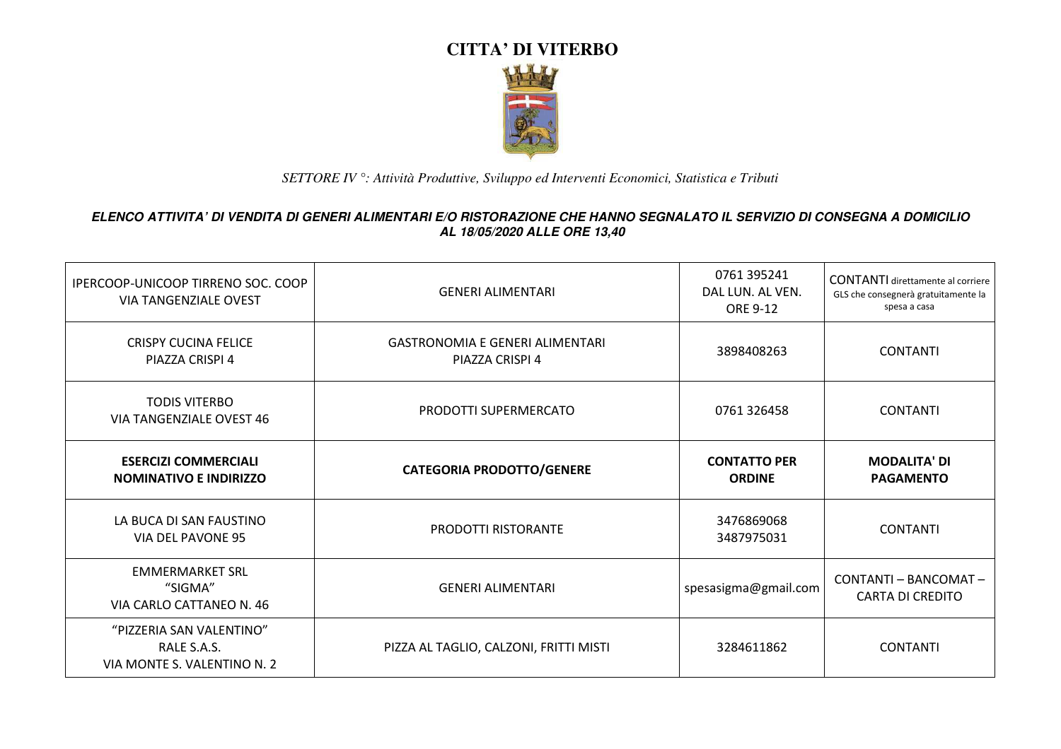# CITTA' DI VITERBO

*SETTORE IV °: Attività Produttive, Sviluppo ed Interventi Economici, Statistica e Tributi*

***ELENCO ATTIVITA' DI VENDITA DI GENERI ALIMENTARI E/O RISTORAZIONE CHE HANNO SEGNALATO IL SERVIZIO DI CONSEGNA A DOMICILIO AL 18/05/2020 ALLE ORE 13,40***

| ESERCIZI COMMERCIALI NOMINATIVO E INDIRIZZO | CATEGORIA PRODOTTO/GENERE | CONTATTO PER ORDINE | MODALITA' DI PAGAMENTO |
|---|---|---|---|
| IPERCOOP-UNICOOP TIRRENO SOC. COOP VIA TANGENZIALE OVEST | GENERI ALIMENTARI | 0761 395241 DAL LUN. AL VEN. ORE 9-12 | CONTANTI direttamente al corriere GLS che consegnerà gratuitamente la spesa a casa |
| CRISPY CUCINA FELICE PIAZZA CRISPI 4 | GASTRONOMIA E GENERI ALIMENTARI PIAZZA CRISPI 4 | 3898408263 | CONTANTI |
| TODIS VITERBO VIA TANGENZIALE OVEST 46 | PRODOTTI SUPERMERCATO | 0761 326458 | CONTANTI |
| **ESERCIZI COMMERCIALI NOMINATIVO E INDIRIZZO** | **CATEGORIA PRODOTTO/GENERE** | **CONTATTO PER ORDINE** | **MODALITA' DI PAGAMENTO** |
| LA BUCA DI SAN FAUSTINO VIA DEL PAVONE 95 | PRODOTTI RISTORANTE | 3476869068 3487975031 | CONTANTI |
| EMMERMARKET SRL "SIGMA" VIA CARLO CATTANEO N. 46 | GENERI ALIMENTARI | spesasigma@gmail.com | CONTANTI – BANCOMAT – CARTA DI CREDITO |
| "PIZZERIA SAN VALENTINO" RALE S.A.S. VIA MONTE S. VALENTINO N. 2 | PIZZA AL TAGLIO, CALZONI, FRITTI MISTI | 3284611862 | CONTANTI |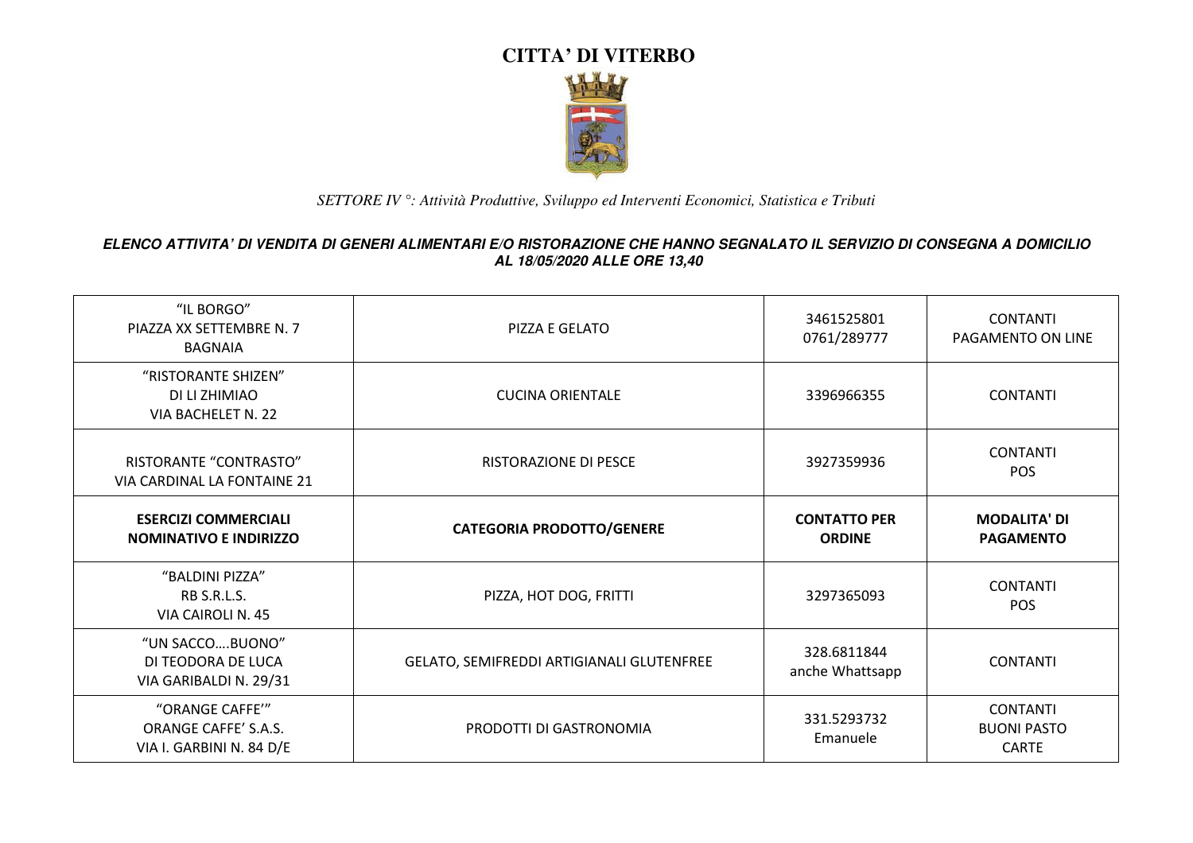# CITTA' DI VITERBO

*SETTORE IV °: Attività Produttive, Sviluppo ed Interventi Economici, Statistica e Tributi*

**ELENCO ATTIVITA' DI VENDITA DI GENERI ALIMENTARI E/O RISTORAZIONE CHE HANNO SEGNALATO IL SERVIZIO DI CONSEGNA A DOMICILIO AL 18/05/2020 ALLE ORE 13,40**

| **ESERCIZI COMMERCIALI NOMINATIVO E INDIRIZZO** | **CATEGORIA PRODOTTO/GENERE** | **CONTATTO PER ORDINE** | **MODALITA' DI PAGAMENTO** |
|---|---|---|---|
| "IL BORGO" PIAZZA XX SETTEMBRE N. 7 BAGNAIA | PIZZA E GELATO | 3461525801 0761/289777 | CONTANTI PAGAMENTO ON LINE |
| "RISTORANTE SHIZEN" DI LI ZHIMIAO VIA BACHELET N. 22 | CUCINA ORIENTALE | 3396966355 | CONTANTI |
| RISTORANTE "CONTRASTO" VIA CARDINAL LA FONTAINE 21 | RISTORAZIONE DI PESCE | 3927359936 | CONTANTI POS |
| "BALDINI PIZZA" RB S.R.L.S. VIA CAIROLI N. 45 | PIZZA, HOT DOG, FRITTI | 3297365093 | CONTANTI POS |
| "UN SACCO….BUONO" DI TEODORA DE LUCA VIA GARIBALDI N. 29/31 | GELATO, SEMIFREDDI ARTIGIANALI GLUTENFREE | 328.6811844 anche Whattsapp | CONTANTI |
| "ORANGE CAFFE'" ORANGE CAFFE' S.A.S. VIA I. GARBINI N. 84 D/E | PRODOTTI DI GASTRONOMIA | 331.5293732 Emanuele | CONTANTI BUONI PASTO CARTE |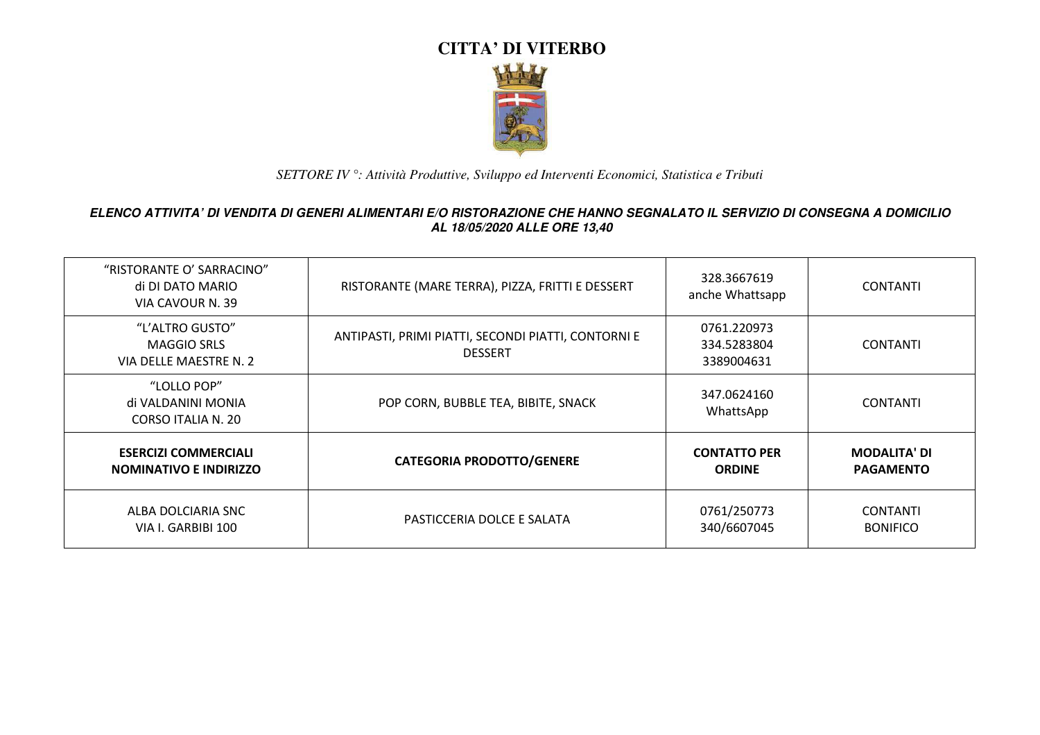# CITTA' DI VITERBO

*SETTORE IV °: Attività Produttive, Sviluppo ed Interventi Economici, Statistica e Tributi*

***ELENCO ATTIVITA' DI VENDITA DI GENERI ALIMENTARI E/O RISTORAZIONE CHE HANNO SEGNALATO IL SERVIZIO DI CONSEGNA A DOMICILIO AL 18/05/2020 ALLE ORE 13,40***

| | | | |
|---|---|---|---|
| "RISTORANTE O' SARRACINO" di DI DATO MARIO VIA CAVOUR N. 39 | RISTORANTE (MARE TERRA), PIZZA, FRITTI E DESSERT | 328.3667619 anche Whattsapp | CONTANTI |
| "L'ALTRO GUSTO" MAGGIO SRLS VIA DELLE MAESTRE N. 2 | ANTIPASTI, PRIMI PIATTI, SECONDI PIATTI, CONTORNI E DESSERT | 0761.220973 334.5283804 3389004631 | CONTANTI |
| "LOLLO POP" di VALDANINI MONIA CORSO ITALIA N. 20 | POP CORN, BUBBLE TEA, BIBITE, SNACK | 347.0624160 WhattsApp | CONTANTI |
| **ESERCIZI COMMERCIALI NOMINATIVO E INDIRIZZO** | **CATEGORIA PRODOTTO/GENERE** | **CONTATTO PER ORDINE** | **MODALITA' DI PAGAMENTO** |
| ALBA DOLCIARIA SNC VIA I. GARBIBI 100 | PASTICCERIA DOLCE E SALATA | 0761/250773 340/6607045 | CONTANTI BONIFICO |